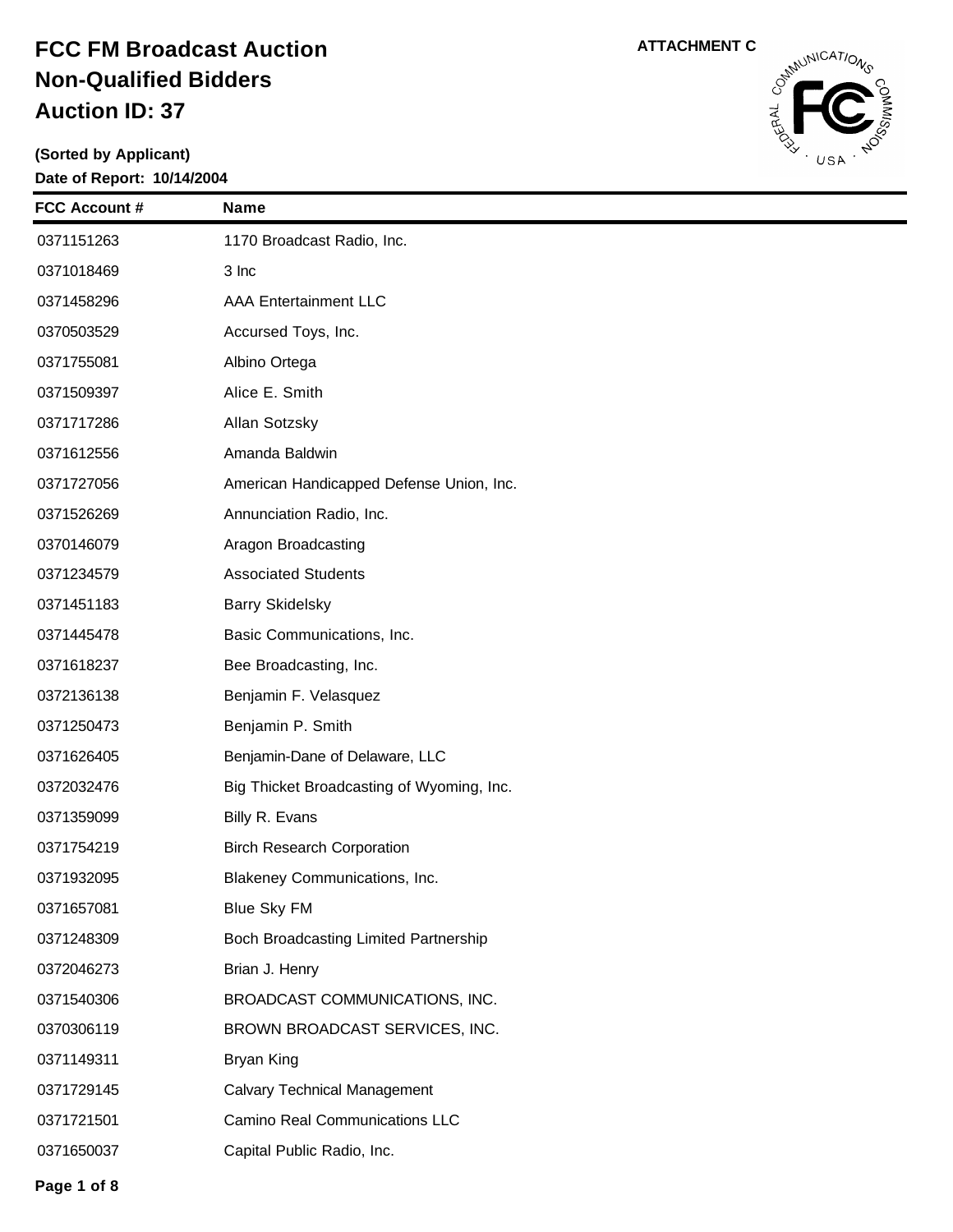# FCC FM Broadcast Auction
# Non-Qualified Bidders
# Auction ID: 37

ATTACHMENT C

**(Sorted by Applicant)**

**Date of Report: 10/14/2004**

| FCC Account # | Name |
|---|---|
| 0371151263 | 1170 Broadcast Radio, Inc. |
| 0371018469 | 3 Inc |
| 0371458296 | AAA Entertainment LLC |
| 0370503529 | Accursed Toys, Inc. |
| 0371755081 | Albino Ortega |
| 0371509397 | Alice E. Smith |
| 0371717286 | Allan Sotzsky |
| 0371612556 | Amanda Baldwin |
| 0371727056 | American Handicapped Defense Union, Inc. |
| 0371526269 | Annunciation Radio, Inc. |
| 0370146079 | Aragon Broadcasting |
| 0371234579 | Associated Students |
| 0371451183 | Barry Skidelsky |
| 0371445478 | Basic Communications, Inc. |
| 0371618237 | Bee Broadcasting, Inc. |
| 0372136138 | Benjamin F. Velasquez |
| 0371250473 | Benjamin P. Smith |
| 0371626405 | Benjamin-Dane of Delaware, LLC |
| 0372032476 | Big Thicket Broadcasting of Wyoming, Inc. |
| 0371359099 | Billy R. Evans |
| 0371754219 | Birch Research Corporation |
| 0371932095 | Blakeney Communications, Inc. |
| 0371657081 | Blue Sky FM |
| 0371248309 | Boch Broadcasting Limited Partnership |
| 0372046273 | Brian J. Henry |
| 0371540306 | BROADCAST COMMUNICATIONS, INC. |
| 0370306119 | BROWN BROADCAST SERVICES, INC. |
| 0371149311 | Bryan King |
| 0371729145 | Calvary Technical Management |
| 0371721501 | Camino Real Communications LLC |
| 0371650037 | Capital Public Radio, Inc. |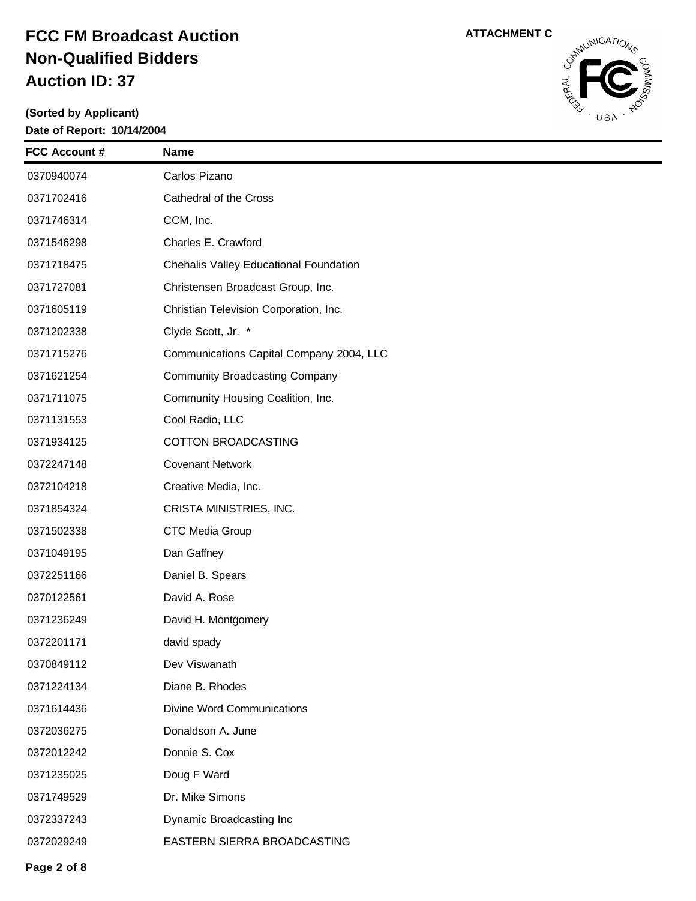# FCC FM Broadcast Auction
# Non-Qualified Bidders
# Auction ID: 37

**ATTACHMENT C**

**(Sorted by Applicant)**
**Date of Report: 10/14/2004**

| FCC Account # | Name |
|---|---|
| 0370940074 | Carlos Pizano |
| 0371702416 | Cathedral of the Cross |
| 0371746314 | CCM, Inc. |
| 0371546298 | Charles E. Crawford |
| 0371718475 | Chehalis Valley Educational Foundation |
| 0371727081 | Christensen Broadcast Group, Inc. |
| 0371605119 | Christian Television Corporation, Inc. |
| 0371202338 | Clyde Scott, Jr. * |
| 0371715276 | Communications Capital Company 2004, LLC |
| 0371621254 | Community Broadcasting Company |
| 0371711075 | Community Housing Coalition, Inc. |
| 0371131553 | Cool Radio, LLC |
| 0371934125 | COTTON BROADCASTING |
| 0372247148 | Covenant Network |
| 0372104218 | Creative Media, Inc. |
| 0371854324 | CRISTA MINISTRIES, INC. |
| 0371502338 | CTC Media Group |
| 0371049195 | Dan Gaffney |
| 0372251166 | Daniel B. Spears |
| 0370122561 | David A. Rose |
| 0371236249 | David H. Montgomery |
| 0372201171 | david spady |
| 0370849112 | Dev Viswanath |
| 0371224134 | Diane B. Rhodes |
| 0371614436 | Divine Word Communications |
| 0372036275 | Donaldson A. June |
| 0372012242 | Donnie S. Cox |
| 0371235025 | Doug F Ward |
| 0371749529 | Dr. Mike Simons |
| 0372337243 | Dynamic Broadcasting Inc |
| 0372029249 | EASTERN SIERRA BROADCASTING |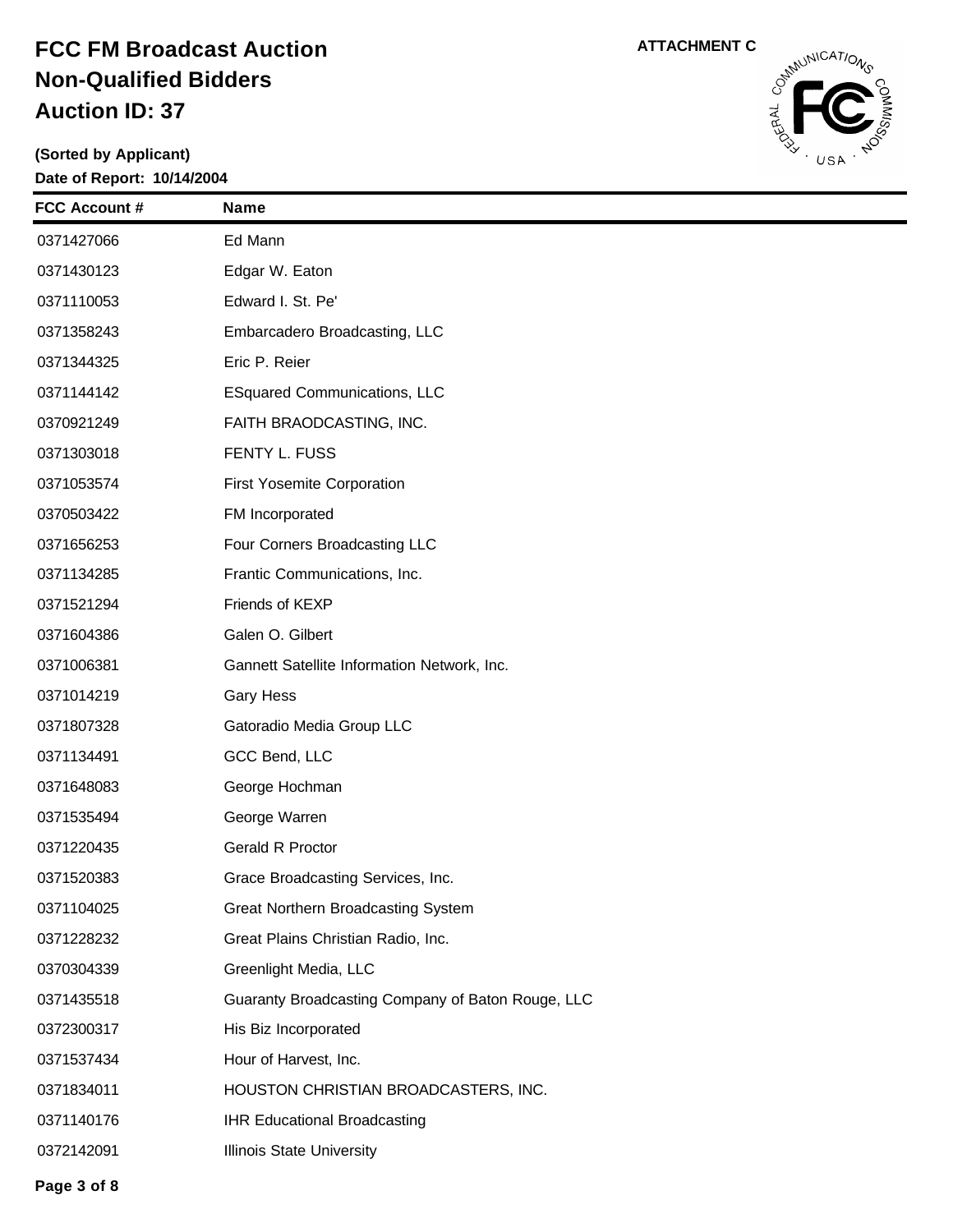# FCC FM Broadcast Auction
# Non-Qualified Bidders
# Auction ID: 37

**ATTACHMENT C**

**(Sorted by Applicant)**

**Date of Report: 10/14/2004**

| FCC Account # | Name |
|---|---|
| 0371427066 | Ed Mann |
| 0371430123 | Edgar W. Eaton |
| 0371110053 | Edward I. St. Pe' |
| 0371358243 | Embarcadero Broadcasting, LLC |
| 0371344325 | Eric P. Reier |
| 0371144142 | ESquared Communications, LLC |
| 0370921249 | FAITH BRAODCASTING, INC. |
| 0371303018 | FENTY L. FUSS |
| 0371053574 | First Yosemite Corporation |
| 0370503422 | FM Incorporated |
| 0371656253 | Four Corners Broadcasting LLC |
| 0371134285 | Frantic Communications, Inc. |
| 0371521294 | Friends of KEXP |
| 0371604386 | Galen O. Gilbert |
| 0371006381 | Gannett Satellite Information Network, Inc. |
| 0371014219 | Gary Hess |
| 0371807328 | Gatoradio Media Group LLC |
| 0371134491 | GCC Bend, LLC |
| 0371648083 | George Hochman |
| 0371535494 | George Warren |
| 0371220435 | Gerald R Proctor |
| 0371520383 | Grace Broadcasting Services, Inc. |
| 0371104025 | Great Northern Broadcasting System |
| 0371228232 | Great Plains Christian Radio, Inc. |
| 0370304339 | Greenlight Media, LLC |
| 0371435518 | Guaranty Broadcasting Company of Baton Rouge, LLC |
| 0372300317 | His Biz Incorporated |
| 0371537434 | Hour of Harvest, Inc. |
| 0371834011 | HOUSTON CHRISTIAN BROADCASTERS, INC. |
| 0371140176 | IHR Educational Broadcasting |
| 0372142091 | Illinois State University |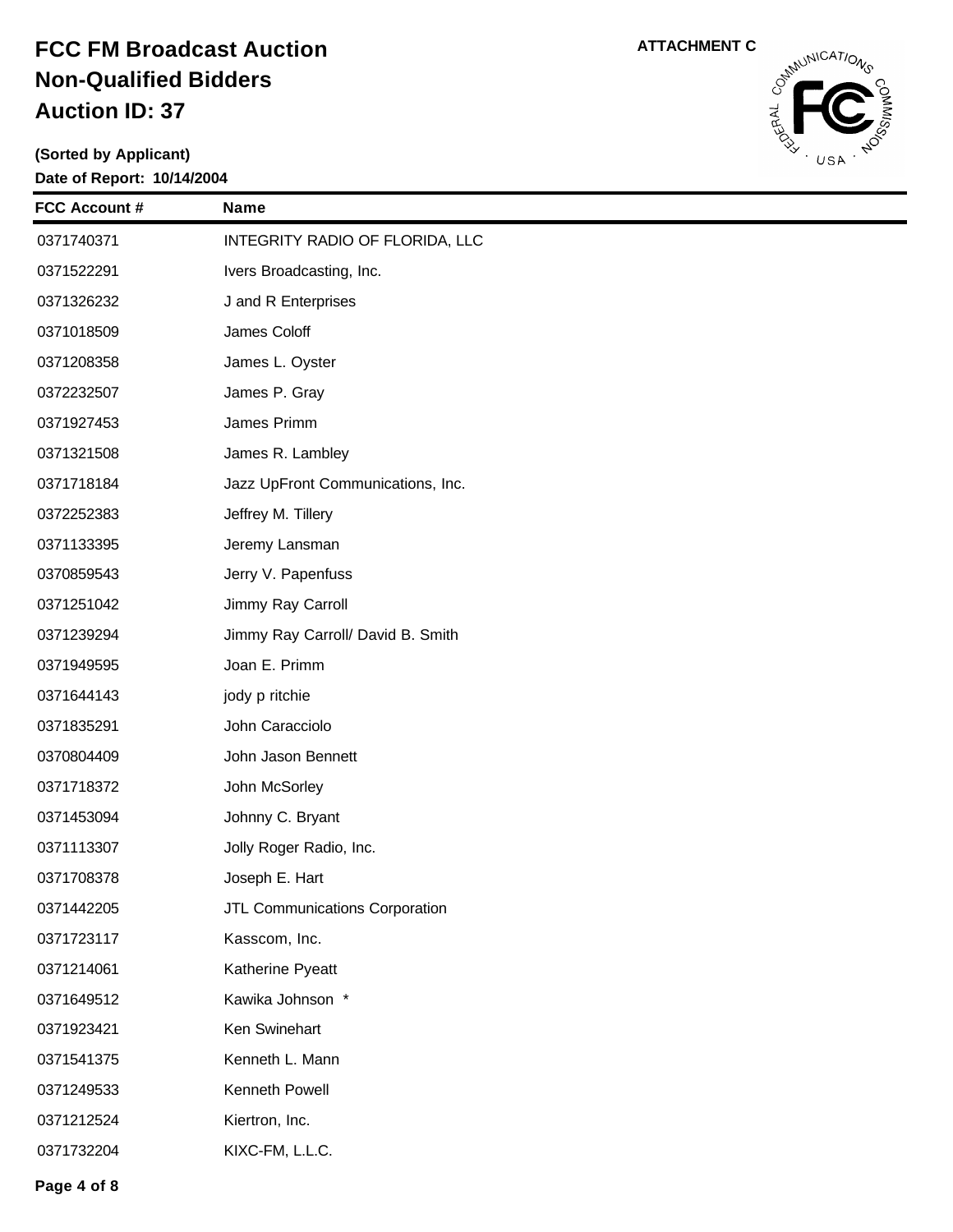# FCC FM Broadcast Auction
# Non-Qualified Bidders
# Auction ID: 37

**ATTACHMENT C**

**(Sorted by Applicant)**
**Date of Report: 10/14/2004**

| FCC Account # | Name |
|---|---|
| 0371740371 | INTEGRITY RADIO OF FLORIDA, LLC |
| 0371522291 | Ivers Broadcasting, Inc. |
| 0371326232 | J and R Enterprises |
| 0371018509 | James Coloff |
| 0371208358 | James L. Oyster |
| 0372232507 | James P. Gray |
| 0371927453 | James Primm |
| 0371321508 | James R. Lambley |
| 0371718184 | Jazz UpFront Communications, Inc. |
| 0372252383 | Jeffrey M. Tillery |
| 0371133395 | Jeremy Lansman |
| 0370859543 | Jerry V. Papenfuss |
| 0371251042 | Jimmy Ray Carroll |
| 0371239294 | Jimmy Ray Carroll/ David B. Smith |
| 0371949595 | Joan E. Primm |
| 0371644143 | jody p ritchie |
| 0371835291 | John Caracciolo |
| 0370804409 | John Jason Bennett |
| 0371718372 | John McSorley |
| 0371453094 | Johnny C. Bryant |
| 0371113307 | Jolly Roger Radio, Inc. |
| 0371708378 | Joseph E. Hart |
| 0371442205 | JTL Communications Corporation |
| 0371723117 | Kasscom, Inc. |
| 0371214061 | Katherine Pyeatt |
| 0371649512 | Kawika Johnson * |
| 0371923421 | Ken Swinehart |
| 0371541375 | Kenneth L. Mann |
| 0371249533 | Kenneth Powell |
| 0371212524 | Kiertron, Inc. |
| 0371732204 | KIXC-FM, L.L.C. |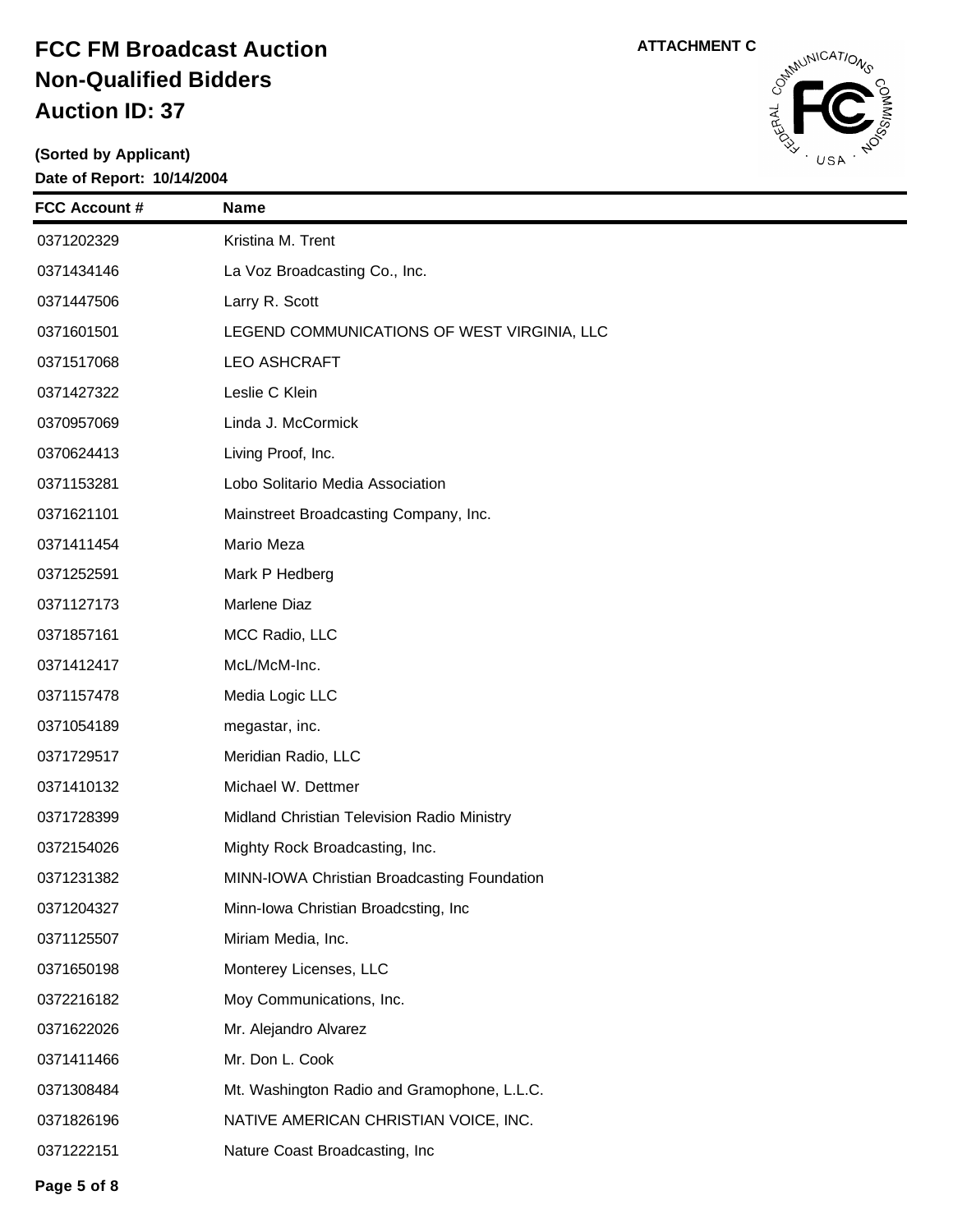# FCC FM Broadcast Auction
# Non-Qualified Bidders
# Auction ID: 37

ATTACHMENT C

**(Sorted by Applicant)**

**Date of Report: 10/14/2004**

| FCC Account # | Name |
|---|---|
| 0371202329 | Kristina M. Trent |
| 0371434146 | La Voz Broadcasting Co., Inc. |
| 0371447506 | Larry R. Scott |
| 0371601501 | LEGEND COMMUNICATIONS OF WEST VIRGINIA, LLC |
| 0371517068 | LEO ASHCRAFT |
| 0371427322 | Leslie C Klein |
| 0370957069 | Linda J. McCormick |
| 0370624413 | Living Proof, Inc. |
| 0371153281 | Lobo Solitario Media Association |
| 0371621101 | Mainstreet Broadcasting Company, Inc. |
| 0371411454 | Mario Meza |
| 0371252591 | Mark P Hedberg |
| 0371127173 | Marlene Diaz |
| 0371857161 | MCC Radio, LLC |
| 0371412417 | McL/McM-Inc. |
| 0371157478 | Media Logic LLC |
| 0371054189 | megastar, inc. |
| 0371729517 | Meridian Radio, LLC |
| 0371410132 | Michael W. Dettmer |
| 0371728399 | Midland Christian Television Radio Ministry |
| 0372154026 | Mighty Rock Broadcasting, Inc. |
| 0371231382 | MINN-IOWA Christian Broadcasting Foundation |
| 0371204327 | Minn-Iowa Christian Broadcsting, Inc |
| 0371125507 | Miriam Media, Inc. |
| 0371650198 | Monterey Licenses, LLC |
| 0372216182 | Moy Communications, Inc. |
| 0371622026 | Mr. Alejandro Alvarez |
| 0371411466 | Mr. Don L. Cook |
| 0371308484 | Mt. Washington Radio and Gramophone, L.L.C. |
| 0371826196 | NATIVE AMERICAN CHRISTIAN VOICE, INC. |
| 0371222151 | Nature Coast Broadcasting, Inc |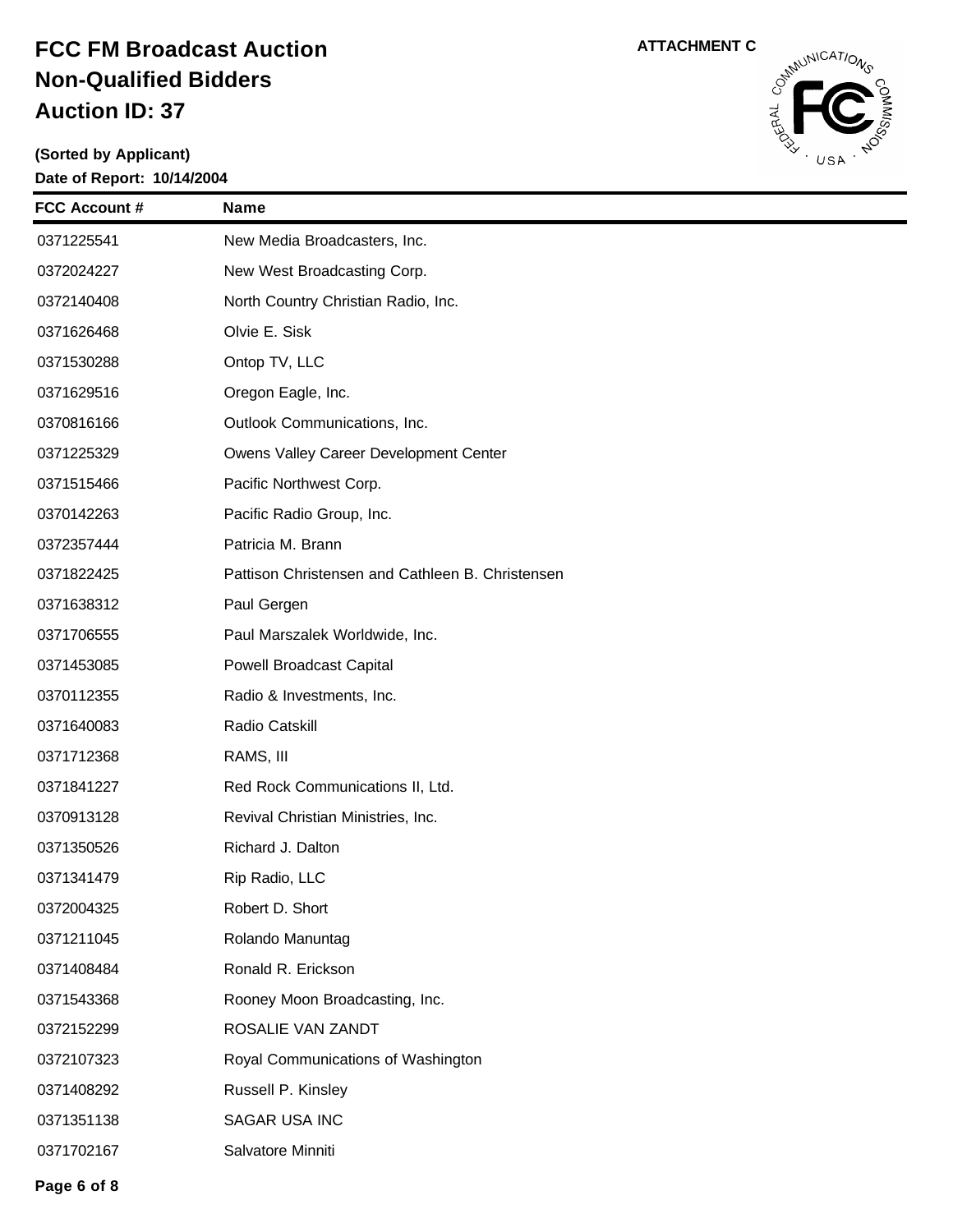# FCC FM Broadcast Auction
# Non-Qualified Bidders
# Auction ID: 37

ATTACHMENT C

**(Sorted by Applicant)**

**Date of Report: 10/14/2004**

| FCC Account # | Name |
|---|---|
| 0371225541 | New Media Broadcasters, Inc. |
| 0372024227 | New West Broadcasting Corp. |
| 0372140408 | North Country Christian Radio, Inc. |
| 0371626468 | Olvie E. Sisk |
| 0371530288 | Ontop TV, LLC |
| 0371629516 | Oregon Eagle, Inc. |
| 0370816166 | Outlook Communications, Inc. |
| 0371225329 | Owens Valley Career Development Center |
| 0371515466 | Pacific Northwest Corp. |
| 0370142263 | Pacific Radio Group, Inc. |
| 0372357444 | Patricia M. Brann |
| 0371822425 | Pattison Christensen and Cathleen B. Christensen |
| 0371638312 | Paul Gergen |
| 0371706555 | Paul Marszalek Worldwide, Inc. |
| 0371453085 | Powell Broadcast Capital |
| 0370112355 | Radio & Investments, Inc. |
| 0371640083 | Radio Catskill |
| 0371712368 | RAMS, III |
| 0371841227 | Red Rock Communications II, Ltd. |
| 0370913128 | Revival Christian Ministries, Inc. |
| 0371350526 | Richard J. Dalton |
| 0371341479 | Rip Radio, LLC |
| 0372004325 | Robert D. Short |
| 0371211045 | Rolando Manuntag |
| 0371408484 | Ronald R. Erickson |
| 0371543368 | Rooney Moon Broadcasting, Inc. |
| 0372152299 | ROSALIE VAN ZANDT |
| 0372107323 | Royal Communications of Washington |
| 0371408292 | Russell P. Kinsley |
| 0371351138 | SAGAR USA INC |
| 0371702167 | Salvatore Minniti |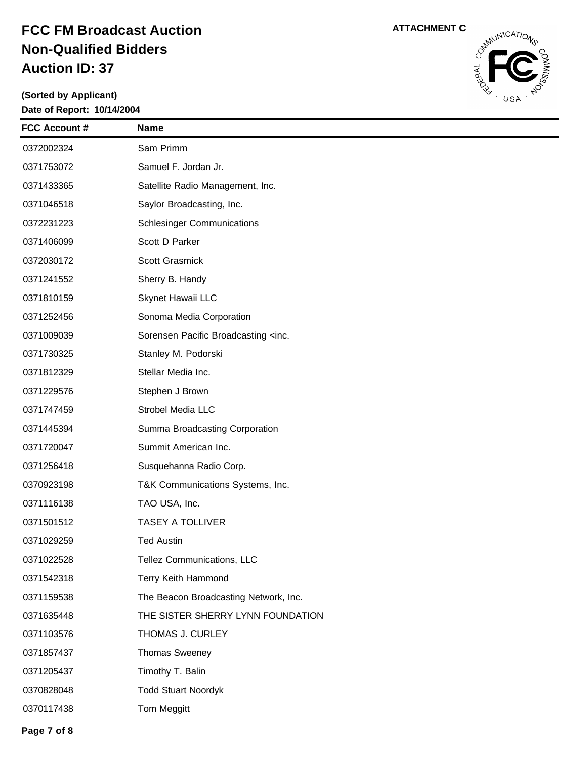# FCC FM Broadcast Auction
# Non-Qualified Bidders
# Auction ID: 37

ATTACHMENT C

**(Sorted by Applicant)**

**Date of Report: 10/14/2004**

| FCC Account # | Name |
| --- | --- |
| 0372002324 | Sam Primm |
| 0371753072 | Samuel F. Jordan Jr. |
| 0371433365 | Satellite Radio Management, Inc. |
| 0371046518 | Saylor Broadcasting, Inc. |
| 0372231223 | Schlesinger Communications |
| 0371406099 | Scott D Parker |
| 0372030172 | Scott Grasmick |
| 0371241552 | Sherry B. Handy |
| 0371810159 | Skynet Hawaii LLC |
| 0371252456 | Sonoma Media Corporation |
| 0371009039 | Sorensen Pacific Broadcasting <inc. |
| 0371730325 | Stanley M. Podorski |
| 0371812329 | Stellar Media Inc. |
| 0371229576 | Stephen J Brown |
| 0371747459 | Strobel Media LLC |
| 0371445394 | Summa Broadcasting Corporation |
| 0371720047 | Summit American Inc. |
| 0371256418 | Susquehanna Radio Corp. |
| 0370923198 | T&K Communications Systems, Inc. |
| 0371116138 | TAO USA, Inc. |
| 0371501512 | TASEY A TOLLIVER |
| 0371029259 | Ted Austin |
| 0371022528 | Tellez Communications, LLC |
| 0371542318 | Terry Keith Hammond |
| 0371159538 | The Beacon Broadcasting Network, Inc. |
| 0371635448 | THE SISTER SHERRY LYNN FOUNDATION |
| 0371103576 | THOMAS J. CURLEY |
| 0371857437 | Thomas Sweeney |
| 0371205437 | Timothy T. Balin |
| 0370828048 | Todd Stuart Noordyk |
| 0370117438 | Tom Meggitt |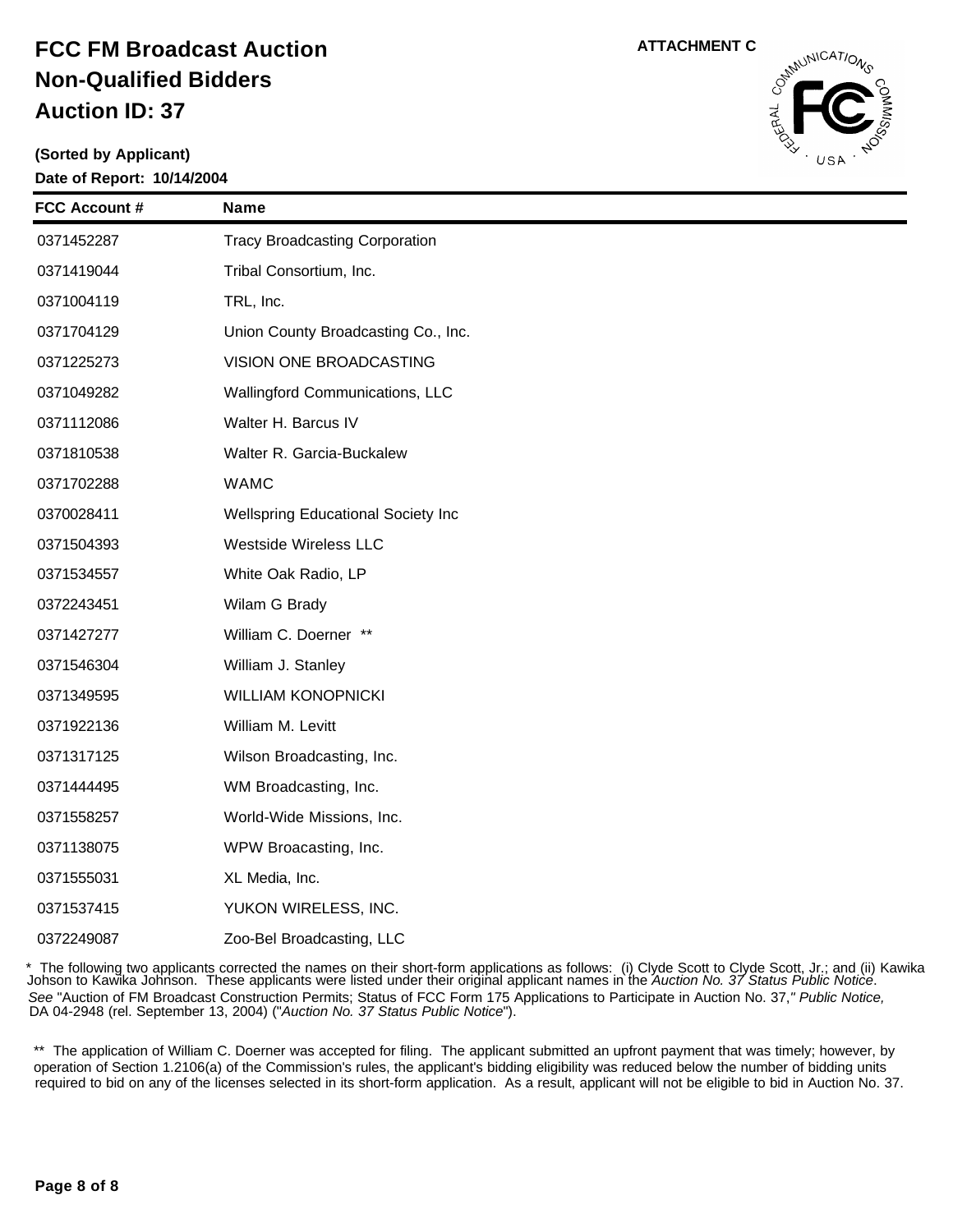ATTACHMENT C

# FCC FM Broadcast Auction Non-Qualified Bidders Auction ID: 37

**(Sorted by Applicant)**

**Date of Report: 10/14/2004**

| FCC Account # | Name |
|---|---|
| 0371452287 | Tracy Broadcasting Corporation |
| 0371419044 | Tribal Consortium, Inc. |
| 0371004119 | TRL, Inc. |
| 0371704129 | Union County Broadcasting Co., Inc. |
| 0371225273 | VISION ONE BROADCASTING |
| 0371049282 | Wallingford Communications, LLC |
| 0371112086 | Walter H. Barcus IV |
| 0371810538 | Walter R. Garcia-Buckalew |
| 0371702288 | WAMC |
| 0370028411 | Wellspring Educational Society Inc |
| 0371504393 | Westside Wireless LLC |
| 0371534557 | White Oak Radio, LP |
| 0372243451 | Wilam G Brady |
| 0371427277 | William C. Doerner ** |
| 0371546304 | William J. Stanley |
| 0371349595 | WILLIAM KONOPNICKI |
| 0371922136 | William M. Levitt |
| 0371317125 | Wilson Broadcasting, Inc. |
| 0371444495 | WM Broadcasting, Inc. |
| 0371558257 | World-Wide Missions, Inc. |
| 0371138075 | WPW Broacasting, Inc. |
| 0371555031 | XL Media, Inc. |
| 0371537415 | YUKON WIRELESS, INC. |
| 0372249087 | Zoo-Bel Broadcasting, LLC |

* The following two applicants corrected the names on their short-form applications as follows: (i) Clyde Scott to Clyde Scott, Jr.; and (ii) Kawika Johson to Kawika Johnson. These applicants were listed under their original applicant names in the *Auction No. 37 Status Public Notice*. *See* "Auction of FM Broadcast Construction Permits; Status of FCC Form 175 Applications to Participate in Auction No. 37," *Public Notice,* DA 04-2948 (rel. September 13, 2004) ("*Auction No. 37 Status Public Notice*").

** The application of William C. Doerner was accepted for filing. The applicant submitted an upfront payment that was timely; however, by operation of Section 1.2106(a) of the Commission's rules, the applicant's bidding eligibility was reduced below the number of bidding units required to bid on any of the licenses selected in its short-form application. As a result, applicant will not be eligible to bid in Auction No. 37.